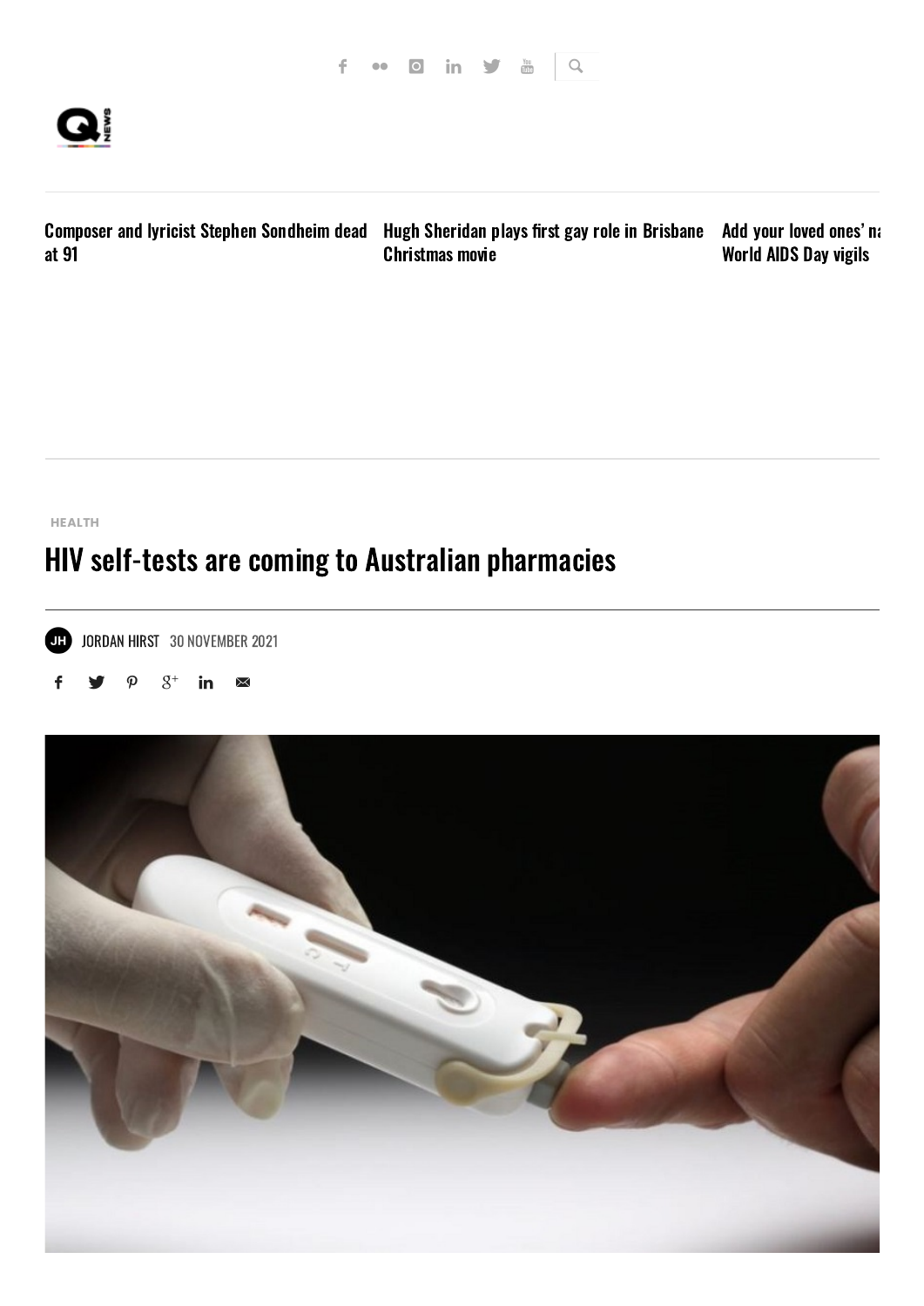Composer and lyricist Stephen Sondheim dead at 91

Hugh Sheridan plays first gay role in Brisbane Christmas movie

Add your loved ones' na World AIDS Day vigils

HEALTH

# HIV self-tests are coming to Australian pharmacies

JH JORDAN HIRST 30 NOVEMBER 2021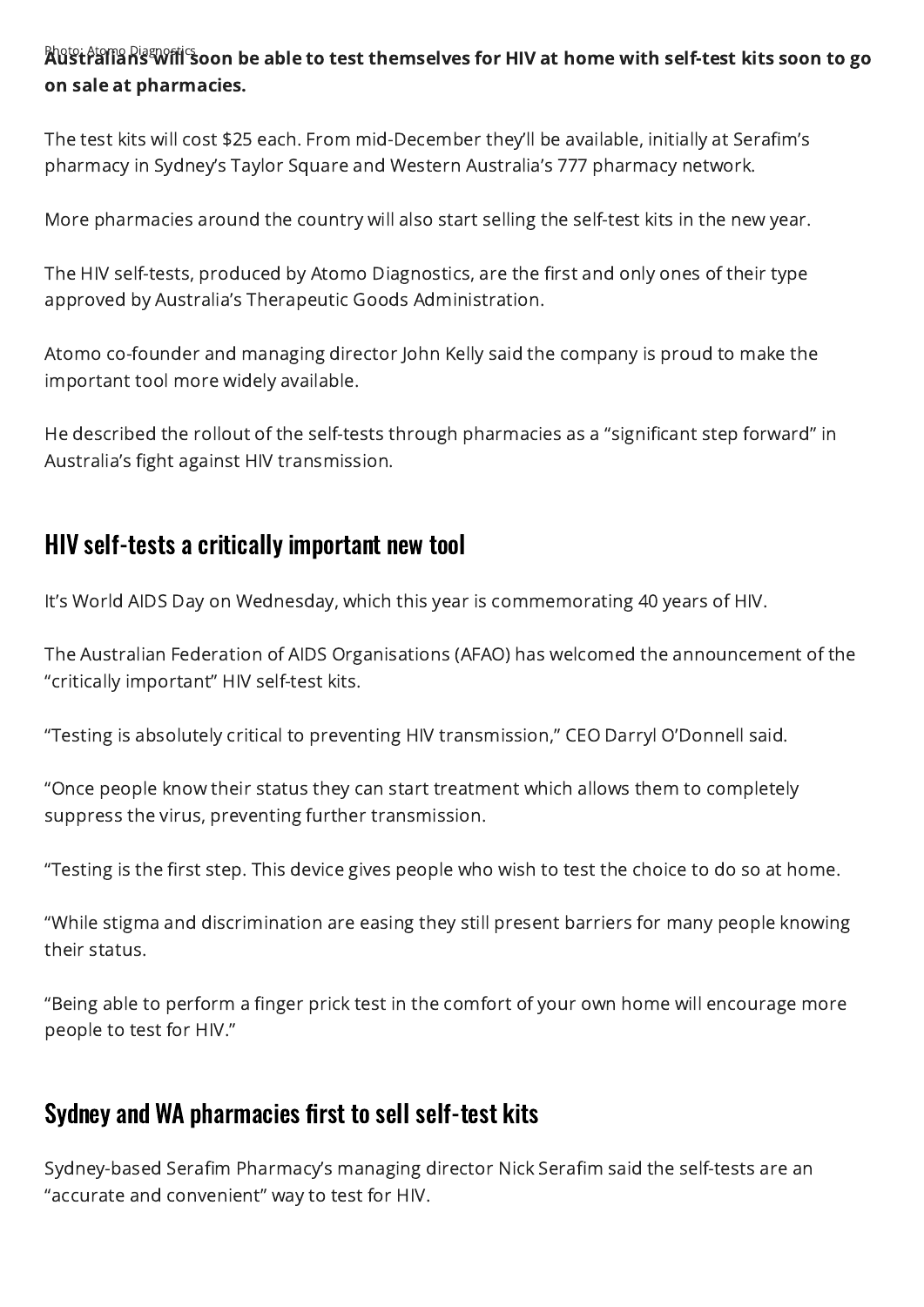Photo: Atomo Diagnostics

**Australians will soon be able to test themselves for HIV at home with self-test kits soon to go on sale at pharmacies.**

The test kits will cost $25 each. From mid-December they'll be available, initially at Serafim's pharmacy in Sydney's Taylor Square and Western Australia's 777 pharmacy network.

More pharmacies around the country will also start selling the self-test kits in the new year.

The HIV self-tests, produced by Atomo Diagnostics, are the first and only ones of their type approved by Australia's Therapeutic Goods Administration.

Atomo co-founder and managing director John Kelly said the company is proud to make the important tool more widely available.

He described the rollout of the self-tests through pharmacies as a "significant step forward" in Australia's fight against HIV transmission.

## HIV self-tests a critically important new tool

It's World AIDS Day on Wednesday, which this year is commemorating 40 years of HIV.

The Australian Federation of AIDS Organisations (AFAO) has welcomed the announcement of the "critically important" HIV self-test kits.

"Testing is absolutely critical to preventing HIV transmission," CEO Darryl O'Donnell said.

"Once people know their status they can start treatment which allows them to completely suppress the virus, preventing further transmission.

"Testing is the first step. This device gives people who wish to test the choice to do so at home.

"While stigma and discrimination are easing they still present barriers for many people knowing their status.

"Being able to perform a finger prick test in the comfort of your own home will encourage more people to test for HIV."

## Sydney and WA pharmacies first to sell self-test kits

Sydney-based Serafim Pharmacy's managing director Nick Serafim said the self-tests are an "accurate and convenient" way to test for HIV.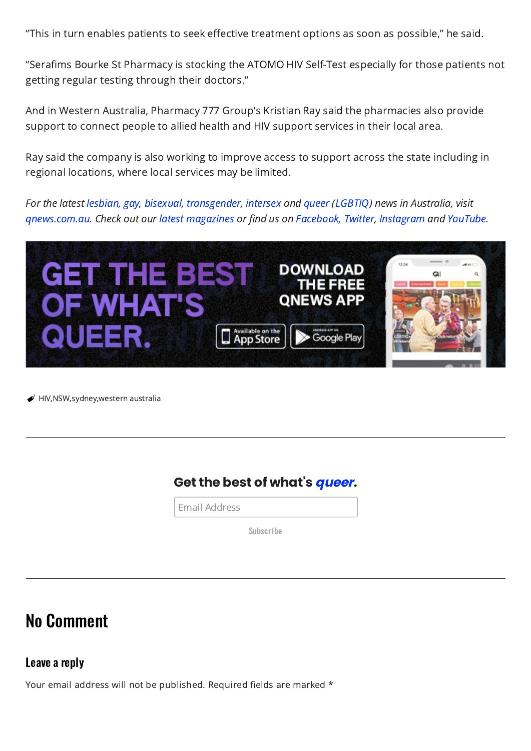"This in turn enables patients to seek effective treatment options as soon as possible," he said.

"Serafims Bourke St Pharmacy is stocking the ATOMO HIV Self-Test especially for those patients not getting regular testing through their doctors."

And in Western Australia, Pharmacy 777 Group's Kristian Ray said the pharmacies also provide support to connect people to allied health and HIV support services in their local area.

Ray said the company is also working to improve access to support across the state including in regional locations, where local services may be limited.

*For the latest lesbian, gay, bisexual, transgender, intersex and queer (LGBTIQ) news in Australia, visit qnews.com.au. Check out our latest magazines or find us on Facebook, Twitter, Instagram and YouTube.*

GET THE BEST OF WHAT'S QUEER. DOWNLOAD THE FREE QNEWS APP

Available on the App Store | Google Play

HIV,NSW,sydney,western australia

---

**Get the best of what's *queer*.**

Email Address

Subscribe

---

# No Comment

## Leave a reply

Your email address will not be published. Required fields are marked *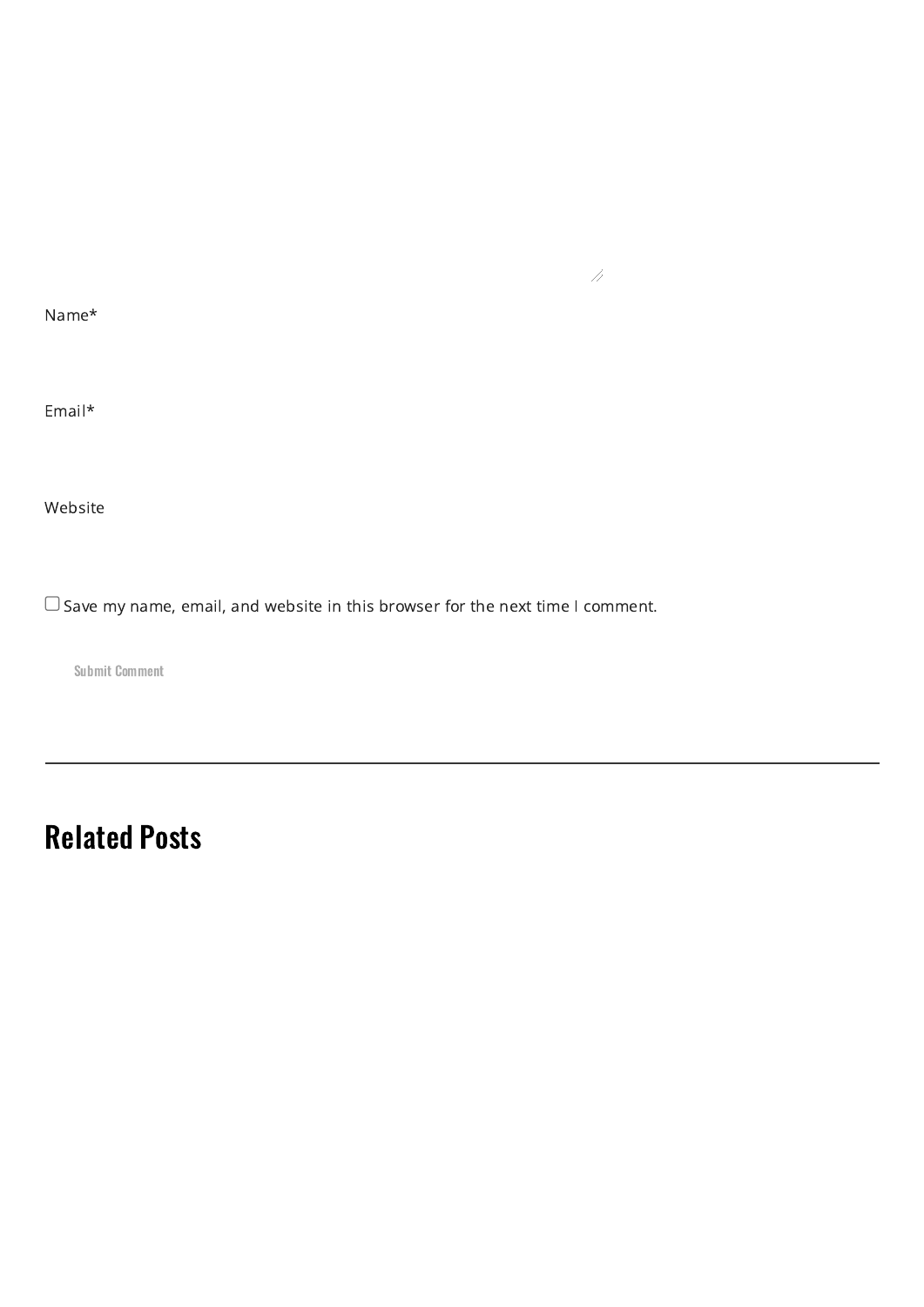Name*

Email*

Website

☐ Save my name, email, and website in this browser for the next time I comment.

Submit Comment

---

## Related Posts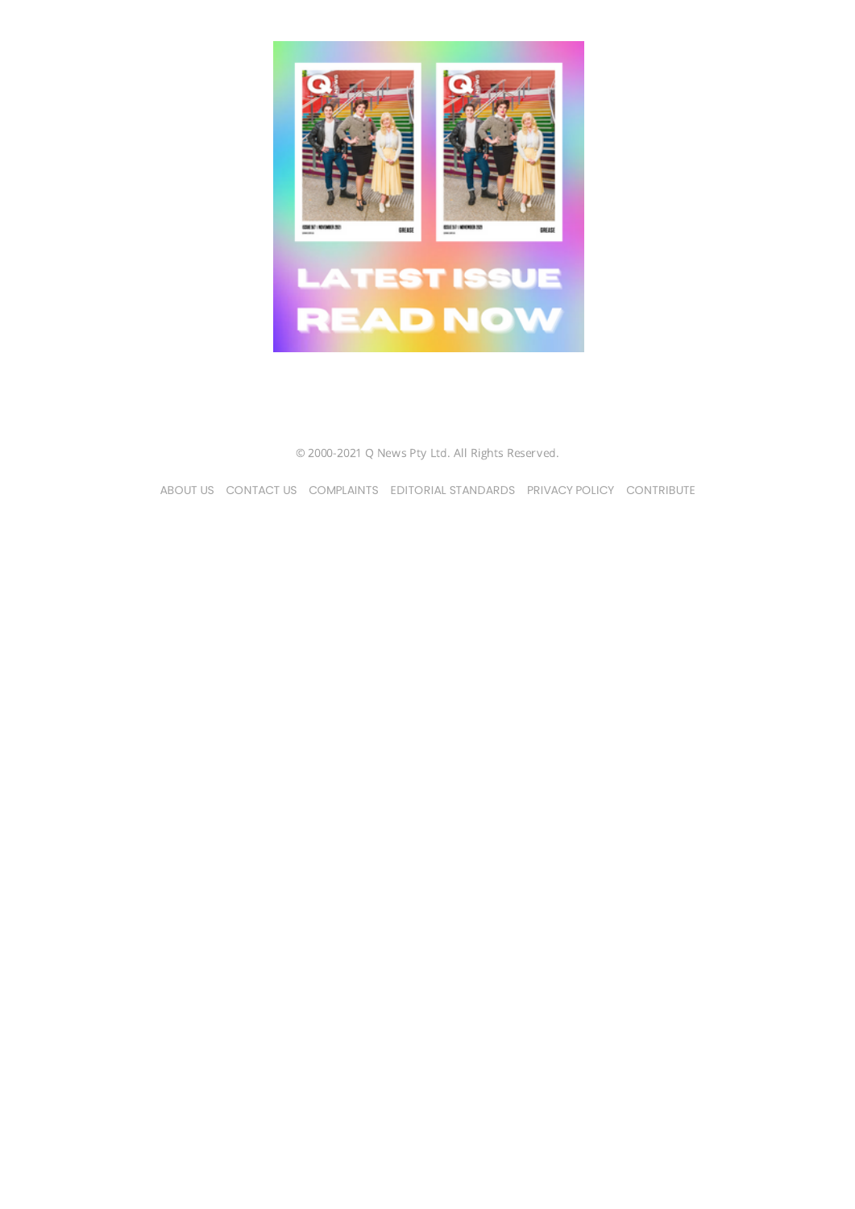© 2000-2021 Q News Pty Ltd. All Rights Reserved.

ABOUT US CONTACT US COMPLAINTS EDITORIAL STANDARDS PRIVACY POLICY CONTRIBUTE